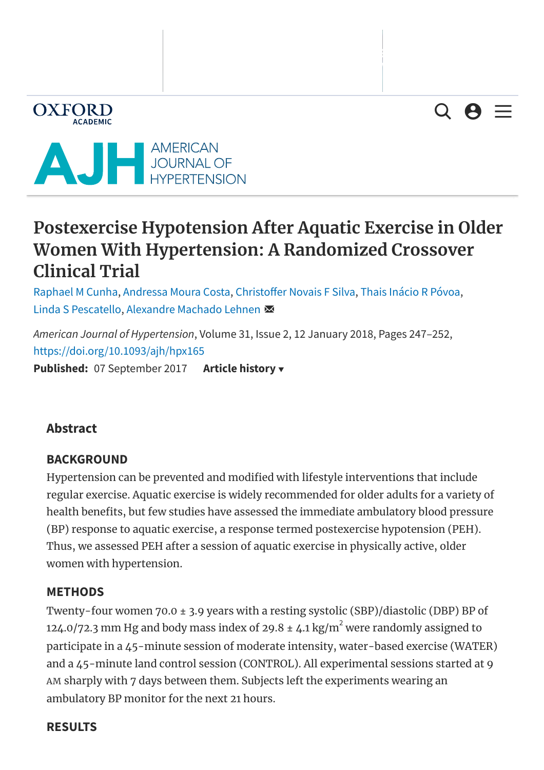# Postexercise Hypotension After Aquatic Exercise in Older Women With Hypertension: A Randomized Crossover Clinical Trial

Raphael M Cunha, Andressa Moura Costa, Christoffer Novais F Silva, Thais Inácio R Póvoa, Linda S Pescatello, Alexandre Machado Lehnen

*American Journal of Hypertension*, Volume 31, Issue 2, 12 January 2018, Pages 247–252, https://doi.org/10.1093/ajh/hpx165

**Published:** 07 September 2017 **Article history**

## Abstract

### BACKGROUND

Hypertension can be prevented and modified with lifestyle interventions that include regular exercise. Aquatic exercise is widely recommended for older adults for a variety of health benefits, but few studies have assessed the immediate ambulatory blood pressure (BP) response to aquatic exercise, a response termed postexercise hypotension (PEH). Thus, we assessed PEH after a session of aquatic exercise in physically active, older women with hypertension.

### METHODS

Twenty-four women 70.0 ± 3.9 years with a resting systolic (SBP)/diastolic (DBP) BP of 124.0/72.3 mm Hg and body mass index of 29.8 ± 4.1 kg/m$^2$ were randomly assigned to participate in a 45-minute session of moderate intensity, water-based exercise (WATER) and a 45-minute land control session (CONTROL). All experimental sessions started at 9 AM sharply with 7 days between them. Subjects left the experiments wearing an ambulatory BP monitor for the next 21 hours.

### RESULTS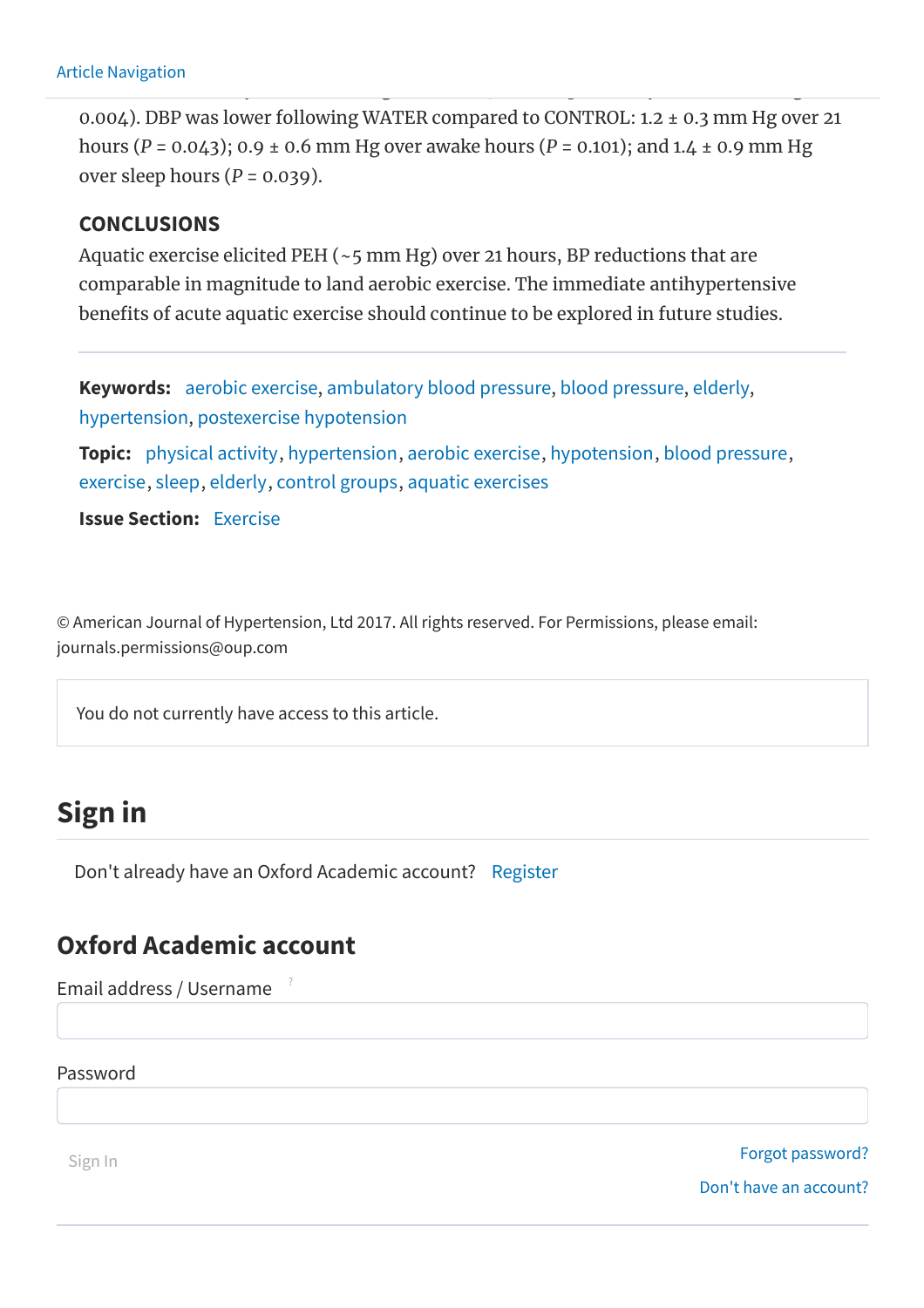0.004). DBP was lower following WATER compared to CONTROL: 1.2 ± 0.3 mm Hg over 21 hours ($P$ = 0.043); 0.9 ± 0.6 mm Hg over awake hours ($P$ = 0.101); and 1.4 ± 0.9 mm Hg over sleep hours ($P$ = 0.039).

### CONCLUSIONS

Aquatic exercise elicited PEH (~5 mm Hg) over 21 hours, BP reductions that are comparable in magnitude to land aerobic exercise. The immediate antihypertensive benefits of acute aquatic exercise should continue to be explored in future studies.

**Keywords:** aerobic exercise, ambulatory blood pressure, blood pressure, elderly, hypertension, postexercise hypotension

**Topic:** physical activity, hypertension, aerobic exercise, hypotension, blood pressure, exercise, sleep, elderly, control groups, aquatic exercises

**Issue Section:** Exercise

© American Journal of Hypertension, Ltd 2017. All rights reserved. For Permissions, please email: journals.permissions@oup.com